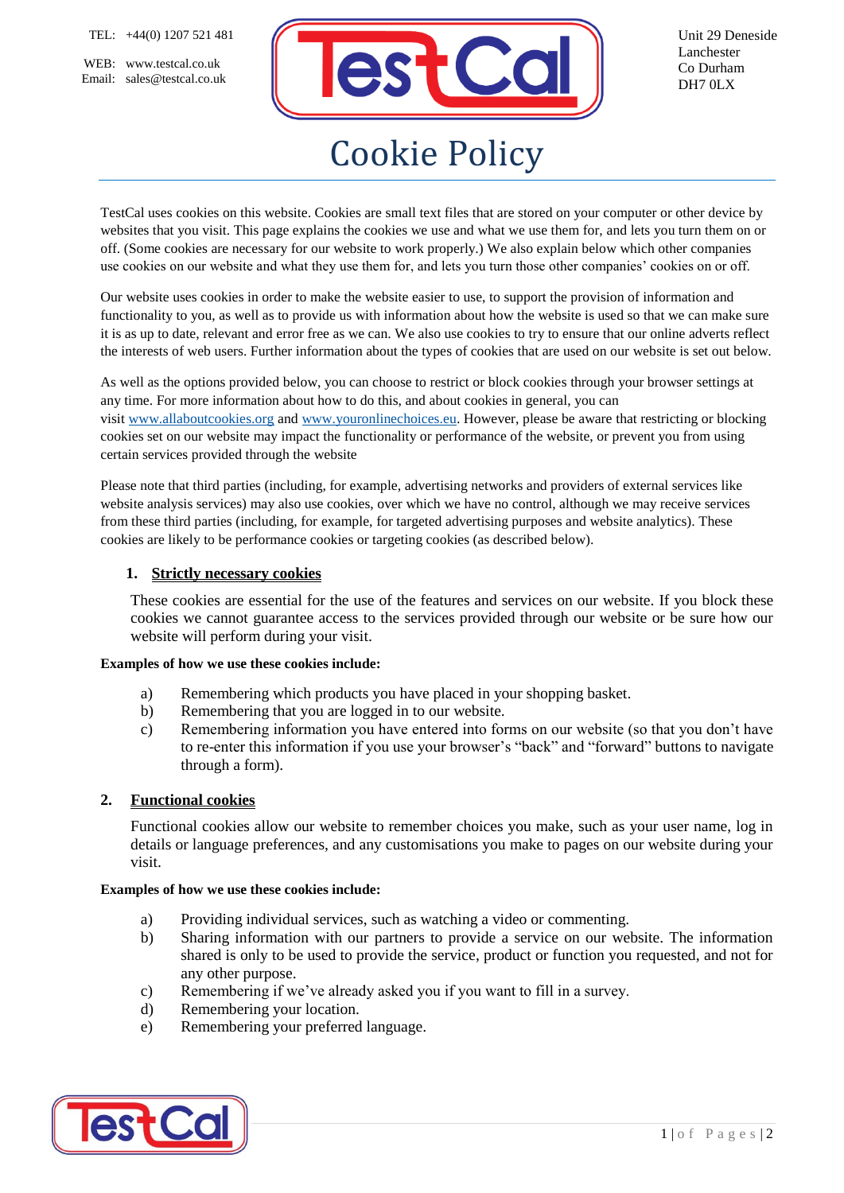TEL: +44(0) 1207 521 481

WEB: www.testcal.co.uk
Email: sales@testcal.co.uk

Unit 29 Deneside
Lanchester
Co Durham
DH7 0LX

# Cookie Policy

TestCal uses cookies on this website. Cookies are small text files that are stored on your computer or other device by websites that you visit. This page explains the cookies we use and what we use them for, and lets you turn them on or off. (Some cookies are necessary for our website to work properly.) We also explain below which other companies use cookies on our website and what they use them for, and lets you turn those other companies' cookies on or off.

Our website uses cookies in order to make the website easier to use, to support the provision of information and functionality to you, as well as to provide us with information about how the website is used so that we can make sure it is as up to date, relevant and error free as we can. We also use cookies to try to ensure that our online adverts reflect the interests of web users. Further information about the types of cookies that are used on our website is set out below.

As well as the options provided below, you can choose to restrict or block cookies through your browser settings at any time. For more information about how to do this, and about cookies in general, you can visit www.allaboutcookies.org and www.youronlinechoices.eu. However, please be aware that restricting or blocking cookies set on our website may impact the functionality or performance of the website, or prevent you from using certain services provided through the website

Please note that third parties (including, for example, advertising networks and providers of external services like website analysis services) may also use cookies, over which we have no control, although we may receive services from these third parties (including, for example, for targeted advertising purposes and website analytics). These cookies are likely to be performance cookies or targeting cookies (as described below).

## 1. Strictly necessary cookies

These cookies are essential for the use of the features and services on our website. If you block these cookies we cannot guarantee access to the services provided through our website or be sure how our website will perform during your visit.

**Examples of how we use these cookies include:**

a) Remembering which products you have placed in your shopping basket.
b) Remembering that you are logged in to our website.
c) Remembering information you have entered into forms on our website (so that you don't have to re-enter this information if you use your browser's "back" and "forward" buttons to navigate through a form).

## 2. Functional cookies

Functional cookies allow our website to remember choices you make, such as your user name, log in details or language preferences, and any customisations you make to pages on our website during your visit.

**Examples of how we use these cookies include:**

a) Providing individual services, such as watching a video or commenting.
b) Sharing information with our partners to provide a service on our website. The information shared is only to be used to provide the service, product or function you requested, and not for any other purpose.
c) Remembering if we've already asked you if you want to fill in a survey.
d) Remembering your location.
e) Remembering your preferred language.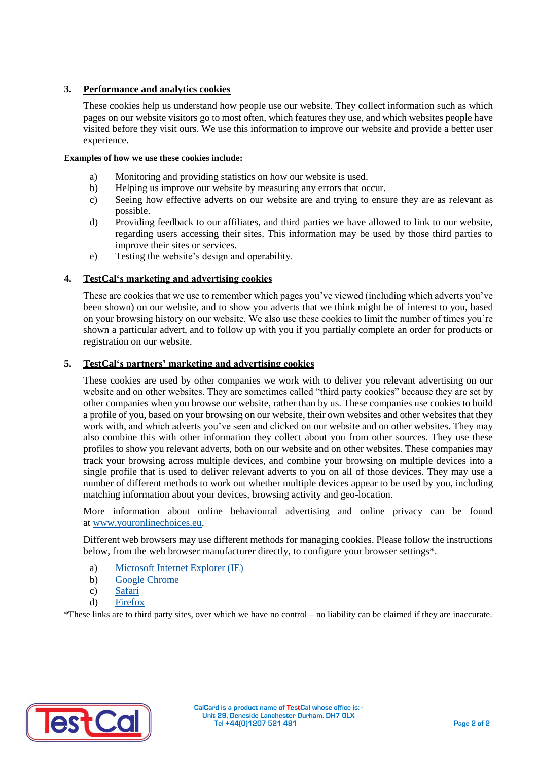## 3. Performance and analytics cookies

These cookies help us understand how people use our website. They collect information such as which pages on our website visitors go to most often, which features they use, and which websites people have visited before they visit ours. We use this information to improve our website and provide a better user experience.

**Examples of how we use these cookies include:**

a) Monitoring and providing statistics on how our website is used.
b) Helping us improve our website by measuring any errors that occur.
c) Seeing how effective adverts on our website are and trying to ensure they are as relevant as possible.
d) Providing feedback to our affiliates, and third parties we have allowed to link to our website, regarding users accessing their sites. This information may be used by those third parties to improve their sites or services.
e) Testing the website's design and operability.

## 4. TestCal's marketing and advertising cookies

These are cookies that we use to remember which pages you've viewed (including which adverts you've been shown) on our website, and to show you adverts that we think might be of interest to you, based on your browsing history on our website. We also use these cookies to limit the number of times you're shown a particular advert, and to follow up with you if you partially complete an order for products or registration on our website.

## 5. TestCal's partners' marketing and advertising cookies

These cookies are used by other companies we work with to deliver you relevant advertising on our website and on other websites. They are sometimes called "third party cookies" because they are set by other companies when you browse our website, rather than by us. These companies use cookies to build a profile of you, based on your browsing on our website, their own websites and other websites that they work with, and which adverts you've seen and clicked on our website and on other websites. They may also combine this with other information they collect about you from other sources. They use these profiles to show you relevant adverts, both on our website and on other websites. These companies may track your browsing across multiple devices, and combine your browsing on multiple devices into a single profile that is used to deliver relevant adverts to you on all of those devices. They may use a number of different methods to work out whether multiple devices appear to be used by you, including matching information about your devices, browsing activity and geo-location.

More information about online behavioural advertising and online privacy can be found at www.youronlinechoices.eu.

Different web browsers may use different methods for managing cookies. Please follow the instructions below, from the web browser manufacturer directly, to configure your browser settings*.

a) Microsoft Internet Explorer (IE)
b) Google Chrome
c) Safari
d) Firefox

*These links are to third party sites, over which we have no control – no liability can be claimed if they are inaccurate.

CalCard is a product name of TestCal whose office is: -
Unit 29, Deneside Lanchester Durham. DH7 0LX
Tel +44(0)1207 521 481